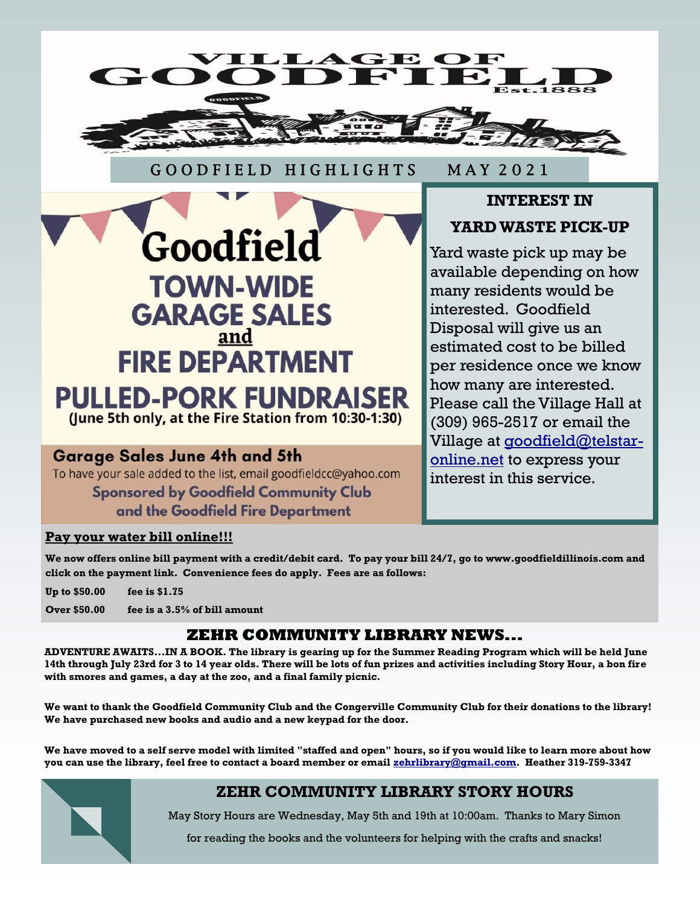# VILLAGE OF GOODFIELD

Est.1888

GOODFIELD HIGHLIGHTS MAY 2021

## Goodfield TOWN-WIDE GARAGE SALES and FIRE DEPARTMENT PULLED-PORK FUNDRAISER

(June 5th only, at the Fire Station from 10:30-1:30)

### Garage Sales June 4th and 5th

To have your sale added to the list, email goodfielddcc@yahoo.com

**Sponsored by Goodfield Community Club and the Goodfield Fire Department**

## INTEREST IN YARD WASTE PICK-UP

Yard waste pick up may be available depending on how many residents would be interested. Goodfield Disposal will give us an estimated cost to be billed per residence once we know how many are interested. Please call the Village Hall at (309) 965-2517 or email the Village at goodfield@telstar-online.net to express your interest in this service.

**Pay your water bill online!!!**

**We now offers online bill payment with a credit/debit card. To pay your bill 24/7, go to www.goodfieldillinois.com and click on the payment link. Convenience fees do apply. Fees are as follows:**

**Up to $50.00 fee is $1.75**

**Over $50.00 fee is a 3.5% of bill amount**

## ZEHR COMMUNITY LIBRARY NEWS…

**ADVENTURE AWAITS…IN A BOOK. The library is gearing up for the Summer Reading Program which will be held June 14th through July 23rd for 3 to 14 year olds. There will be lots of fun prizes and activities including Story Hour, a bon fire with smores and games, a day at the zoo, and a final family picnic.**

**We want to thank the Goodfield Community Club and the Congerville Community Club for their donations to the library! We have purchased new books and audio and a new keypad for the door.**

**We have moved to a self serve model with limited "staffed and open" hours, so if you would like to learn more about how you can use the library, feel free to contact a board member or email zehrlibrary@gmail.com. Heather 319-759-3347**

## ZEHR COMMUNITY LIBRARY STORY HOURS

May Story Hours are Wednesday, May 5th and 19th at 10:00am. Thanks to Mary Simon for reading the books and the volunteers for helping with the crafts and snacks!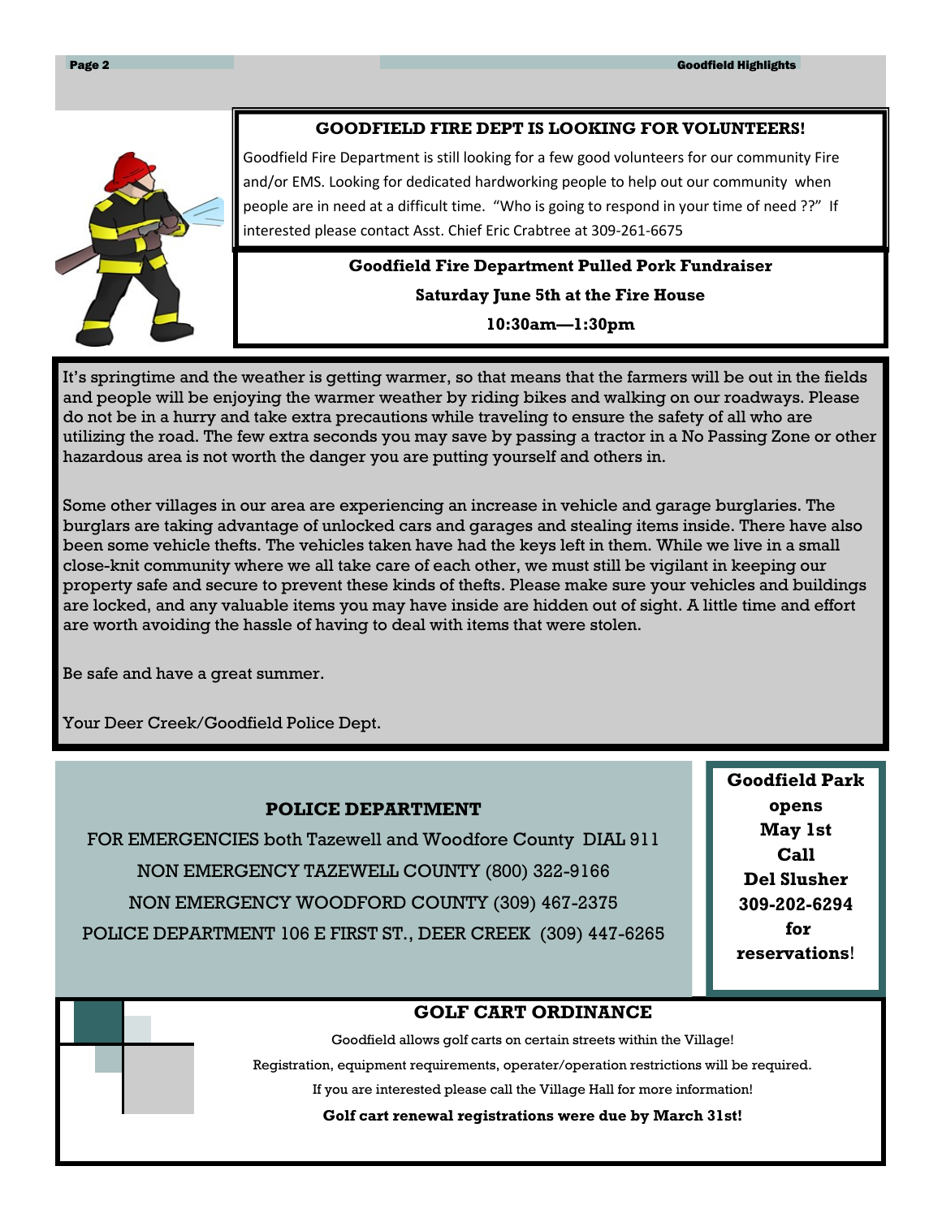## GOODFIELD FIRE DEPT IS LOOKING FOR VOLUNTEERS!

Goodfield Fire Department is still looking for a few good volunteers for our community Fire and/or EMS. Looking for dedicated hardworking people to help out our community when people are in need at a difficult time. "Who is going to respond in your time of need ??" If interested please contact Asst. Chief Eric Crabtree at 309-261-6675

**Goodfield Fire Department Pulled Pork Fundraiser**

**Saturday June 5th at the Fire House**

**10:30am—1:30pm**

It's springtime and the weather is getting warmer, so that means that the farmers will be out in the fields and people will be enjoying the warmer weather by riding bikes and walking on our roadways. Please do not be in a hurry and take extra precautions while traveling to ensure the safety of all who are utilizing the road. The few extra seconds you may save by passing a tractor in a No Passing Zone or other hazardous area is not worth the danger you are putting yourself and others in.

Some other villages in our area are experiencing an increase in vehicle and garage burglaries. The burglars are taking advantage of unlocked cars and garages and stealing items inside. There have also been some vehicle thefts. The vehicles taken have had the keys left in them. While we live in a small close-knit community where we all take care of each other, we must still be vigilant in keeping our property safe and secure to prevent these kinds of thefts. Please make sure your vehicles and buildings are locked, and any valuable items you may have inside are hidden out of sight. A little time and effort are worth avoiding the hassle of having to deal with items that were stolen.

Be safe and have a great summer.

Your Deer Creek/Goodfield Police Dept.

## POLICE DEPARTMENT

FOR EMERGENCIES both Tazewell and Woodfore County DIAL 911

NON EMERGENCY TAZEWELL COUNTY (800) 322-9166

NON EMERGENCY WOODFORD COUNTY (309) 467-2375

POLICE DEPARTMENT 106 E FIRST ST., DEER CREEK (309) 447-6265

**Goodfield Park opens May 1st Call Del Slusher 309-202-6294 for reservations!**

## GOLF CART ORDINANCE

Goodfield allows golf carts on certain streets within the Village!

Registration, equipment requirements, operater/operation restrictions will be required.

If you are interested please call the Village Hall for more information!

**Golf cart renewal registrations were due by March 31st!**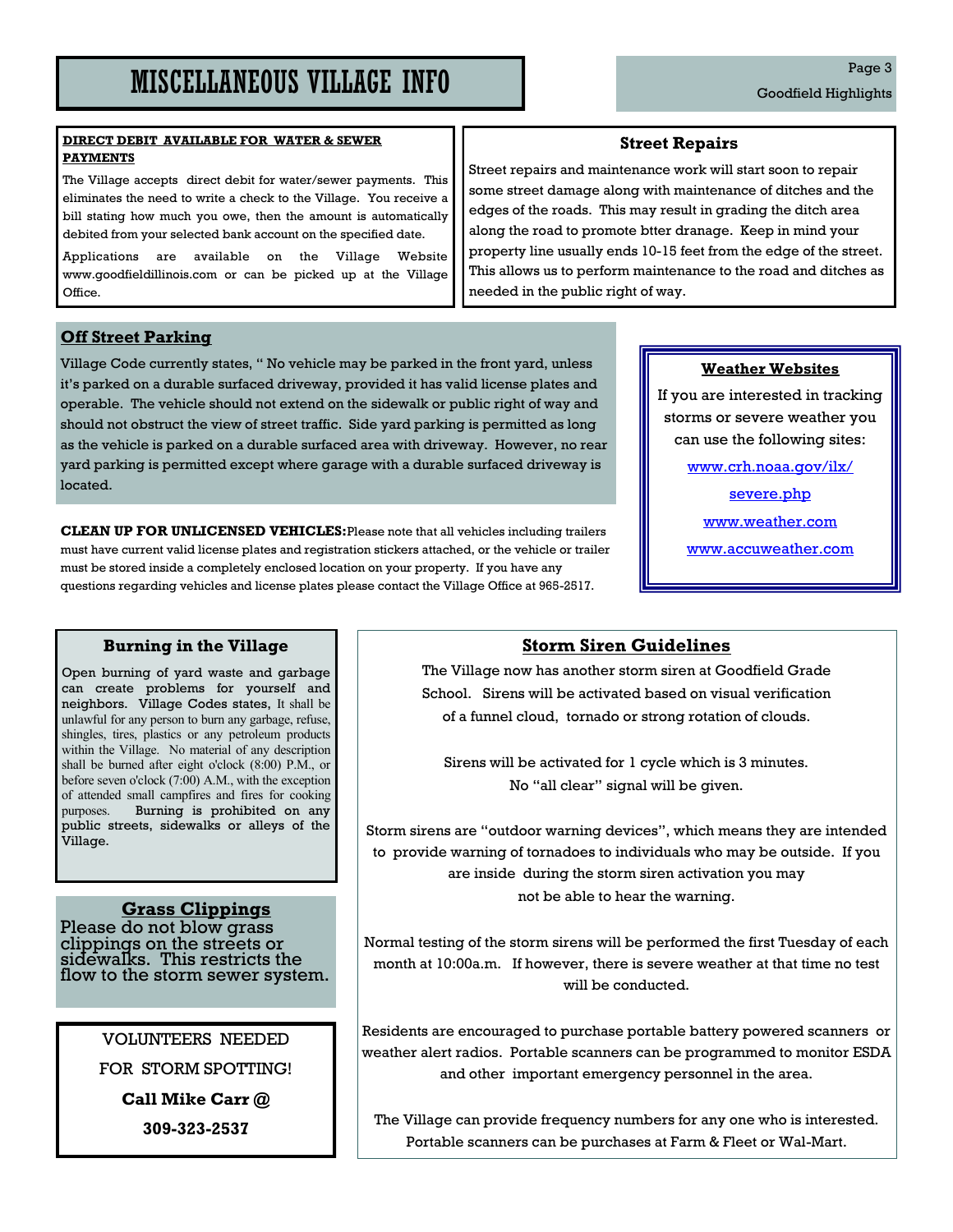# MISCELLANEOUS VILLAGE INFO

## DIRECT DEBIT AVAILABLE FOR WATER & SEWER PAYMENTS

The Village accepts direct debit for water/sewer payments. This eliminates the need to write a check to the Village. You receive a bill stating how much you owe, then the amount is automatically debited from your selected bank account on the specified date.

Applications are available on the Village Website www.goodfieldillinois.com or can be picked up at the Village Office.

## Street Repairs

Street repairs and maintenance work will start soon to repair some street damage along with maintenance of ditches and the edges of the roads. This may result in grading the ditch area along the road to promote btter dranage. Keep in mind your property line usually ends 10-15 feet from the edge of the street. This allows us to perform maintenance to the road and ditches as needed in the public right of way.

## Off Street Parking

Village Code currently states, " No vehicle may be parked in the front yard, unless it's parked on a durable surfaced driveway, provided it has valid license plates and operable. The vehicle should not extend on the sidewalk or public right of way and should not obstruct the view of street traffic. Side yard parking is permitted as long as the vehicle is parked on a durable surfaced area with driveway. However, no rear yard parking is permitted except where garage with a durable surfaced driveway is located.

**CLEAN UP FOR UNLICENSED VEHICLES:** Please note that all vehicles including trailers must have current valid license plates and registration stickers attached, or the vehicle or trailer must be stored inside a completely enclosed location on your property. If you have any questions regarding vehicles and license plates please contact the Village Office at 965-2517.

## Weather Websites

If you are interested in tracking storms or severe weather you can use the following sites:

www.crh.noaa.gov/ilx/severe.php

www.weather.com

www.accuweather.com

## Burning in the Village

Open burning of yard waste and garbage can create problems for yourself and neighbors. Village Codes states, It shall be unlawful for any person to burn any garbage, refuse, shingles, tires, plastics or any petroleum products within the Village. No material of any description shall be burned after eight o'clock (8:00) P.M., or before seven o'clock (7:00) A.M., with the exception of attended small campfires and fires for cooking purposes. Burning is prohibited on any public streets, sidewalks or alleys of the Village.

## Grass Clippings

Please do not blow grass clippings on the streets or sidewalks. This restricts the flow to the storm sewer system.

VOLUNTEERS NEEDED FOR STORM SPOTTING!

**Call Mike Carr @ 309-323-2537**

## Storm Siren Guidelines

The Village now has another storm siren at Goodfield Grade School. Sirens will be activated based on visual verification of a funnel cloud, tornado or strong rotation of clouds.

Sirens will be activated for 1 cycle which is 3 minutes. No "all clear" signal will be given.

Storm sirens are "outdoor warning devices", which means they are intended to provide warning of tornadoes to individuals who may be outside. If you are inside during the storm siren activation you may not be able to hear the warning.

Normal testing of the storm sirens will be performed the first Tuesday of each month at 10:00a.m. If however, there is severe weather at that time no test will be conducted.

Residents are encouraged to purchase portable battery powered scanners or weather alert radios. Portable scanners can be programmed to monitor ESDA and other important emergency personnel in the area.

The Village can provide frequency numbers for any one who is interested. Portable scanners can be purchases at Farm & Fleet or Wal-Mart.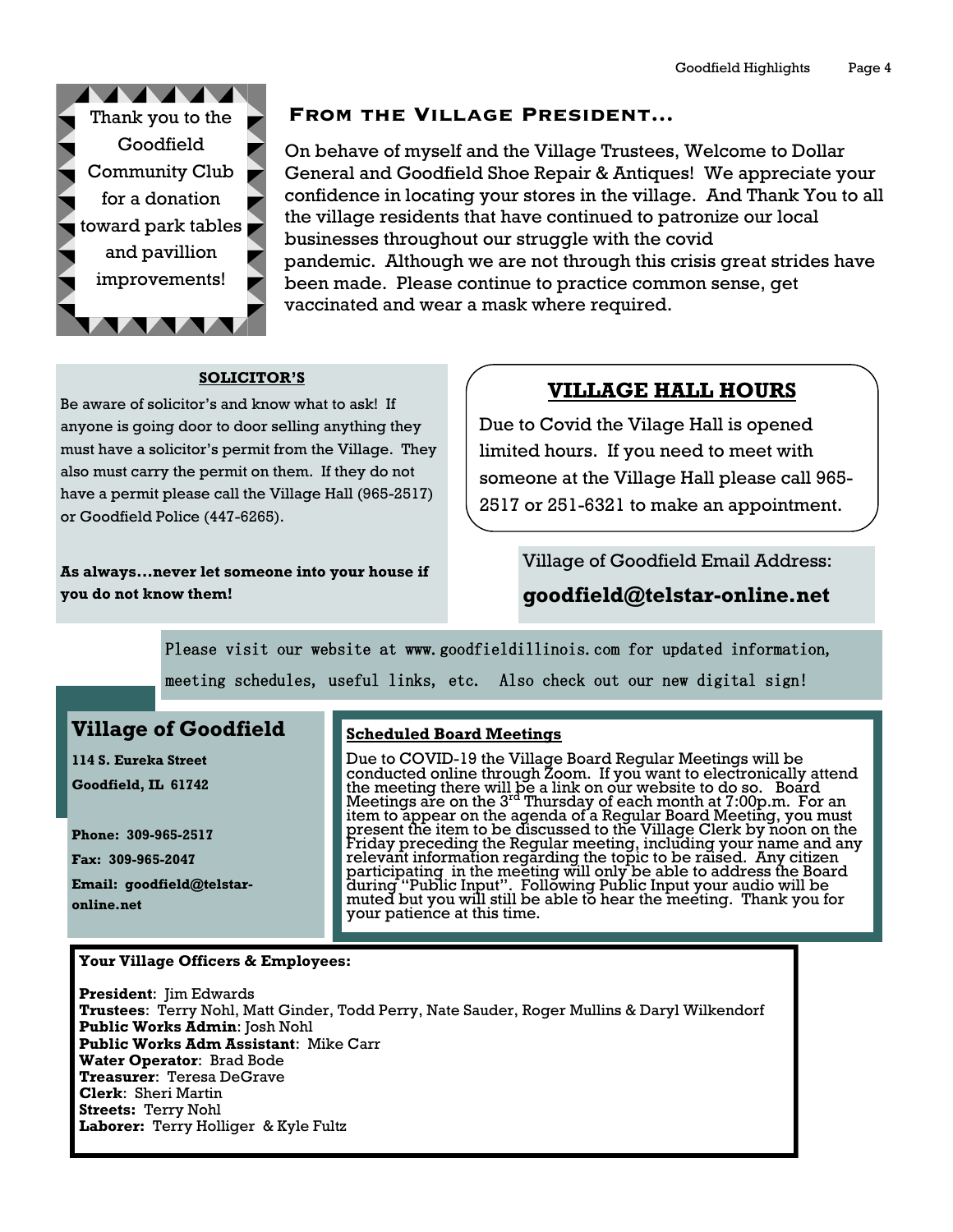Thank you to the Goodfield Community Club for a donation toward park tables and pavillion improvements!

## From the Village President...

On behave of myself and the Village Trustees, Welcome to Dollar General and Goodfield Shoe Repair & Antiques! We appreciate your confidence in locating your stores in the village. And Thank You to all the village residents that have continued to patronize our local businesses throughout our struggle with the covid pandemic. Although we are not through this crisis great strides have been made. Please continue to practice common sense, get vaccinated and wear a mask where required.

### SOLICITOR'S

Be aware of solicitor's and know what to ask! If anyone is going door to door selling anything they must have a solicitor's permit from the Village. They also must carry the permit on them. If they do not have a permit please call the Village Hall (965-2517) or Goodfield Police (447-6265).

**As always…never let someone into your house if you do not know them!**

### VILLAGE HALL HOURS

Due to Covid the Vilage Hall is opened limited hours. If you need to meet with someone at the Village Hall please call 965-2517 or 251-6321 to make an appointment.

Village of Goodfield Email Address:

**goodfield@telstar-online.net**

Please visit our website at www.goodfieldillinois.com for updated information, meeting schedules, useful links, etc. Also check out our new digital sign!

### Village of Goodfield

**114 S. Eureka Street**

**Goodfield, IL 61742**

**Phone: 309-965-2517**

**Fax: 309-965-2047**

**Email: goodfield@telstar-online.net**

### Scheduled Board Meetings

Due to COVID-19 the Village Board Regular Meetings will be conducted online through Zoom. If you want to electronically attend the meeting there will be a link on our website to do so. Board Meetings are on the 3rd Thursday of each month at 7:00p.m. For an item to appear on the agenda of a Regular Board Meeting, you must present the item to be discussed to the Village Clerk by noon on the Friday preceding the Regular meeting, including your name and any relevant information regarding the topic to be raised. Any citizen participating in the meeting will only be able to address the Board during "Public Input". Following Public Input your audio will be muted but you will still be able to hear the meeting. Thank you for your patience at this time.

**Your Village Officers & Employees:**

**President**: Jim Edwards
**Trustees**: Terry Nohl, Matt Ginder, Todd Perry, Nate Sauder, Roger Mullins & Daryl Wilkendorf
**Public Works Admin**: Josh Nohl
**Public Works Adm Assistant**: Mike Carr
**Water Operator**: Brad Bode
**Treasurer**: Teresa DeGrave
**Clerk**: Sheri Martin
**Streets:** Terry Nohl
**Laborer:** Terry Holliger & Kyle Fultz